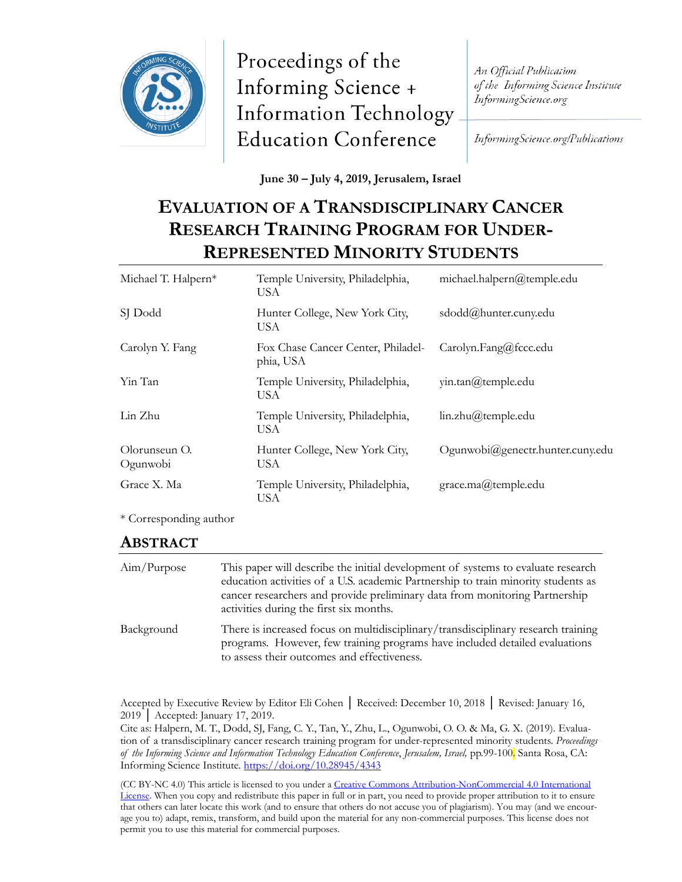Proceedings of the Informing Science + Information Technology Education Conference

*An Official Publication of the Informing Science Institute InformingScience.org*

*InformingScience.org/Publications*

**June 30 – July 4, 2019, Jerusalem, Israel**

# EVALUATION OF A TRANSDISCIPLINARY CANCER RESEARCH TRAINING PROGRAM FOR UNDER-REPRESENTED MINORITY STUDENTS

| | | |
|---|---|---|
| Michael T. Halpern* | Temple University, Philadelphia, USA | michael.halpern@temple.edu |
| SJ Dodd | Hunter College, New York City, USA | sdodd@hunter.cuny.edu |
| Carolyn Y. Fang | Fox Chase Cancer Center, Philadelphia, USA | Carolyn.Fang@fccc.edu |
| Yin Tan | Temple University, Philadelphia, USA | yin.tan@temple.edu |
| Lin Zhu | Temple University, Philadelphia, USA | lin.zhu@temple.edu |
| Olorunseun O. Ogunwobi | Hunter College, New York City, USA | Ogunwobi@genectr.hunter.cuny.edu |
| Grace X. Ma | Temple University, Philadelphia, USA | grace.ma@temple.edu |

\* Corresponding author

## ABSTRACT

| | |
|---|---|
| Aim/Purpose | This paper will describe the initial development of systems to evaluate research education activities of a U.S. academic Partnership to train minority students as cancer researchers and provide preliminary data from monitoring Partnership activities during the first six months. |
| Background | There is increased focus on multidisciplinary/transdisciplinary research training programs. However, few training programs have included detailed evaluations to assess their outcomes and effectiveness. |

Accepted by Executive Review by Editor Eli Cohen │ Received: December 10, 2018 │ Revised: January 16, 2019 │ Accepted: January 17, 2019.

Cite as: Halpern, M. T., Dodd, SJ, Fang, C. Y., Tan, Y., Zhu, L., Ogunwobi, O. O. & Ma, G. X. (2019). Evaluation of a transdisciplinary cancer research training program for under-represented minority students. *Proceedings of the Informing Science and Information Technology Education Conference, Jerusalem, Israel,* pp.99-100. Santa Rosa, CA: Informing Science Institute. https://doi.org/10.28945/4343

(CC BY-NC 4.0) This article is licensed to you under a Creative Commons Attribution-NonCommercial 4.0 International License. When you copy and redistribute this paper in full or in part, you need to provide proper attribution to it to ensure that others can later locate this work (and to ensure that others do not accuse you of plagiarism). You may (and we encourage you to) adapt, remix, transform, and build upon the material for any non-commercial purposes. This license does not permit you to use this material for commercial purposes.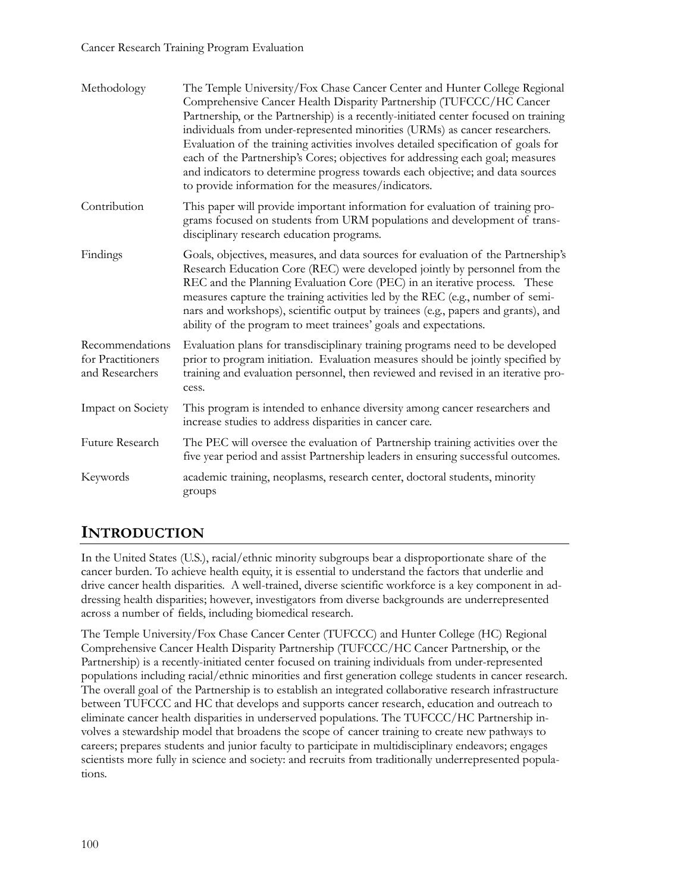| | |
|---|---|
| Methodology | The Temple University/Fox Chase Cancer Center and Hunter College Regional Comprehensive Cancer Health Disparity Partnership (TUFCCC/HC Cancer Partnership, or the Partnership) is a recently-initiated center focused on training individuals from under-represented minorities (URMs) as cancer researchers. Evaluation of the training activities involves detailed specification of goals for each of the Partnership's Cores; objectives for addressing each goal; measures and indicators to determine progress towards each objective; and data sources to provide information for the measures/indicators. |
| Contribution | This paper will provide important information for evaluation of training programs focused on students from URM populations and development of transdisciplinary research education programs. |
| Findings | Goals, objectives, measures, and data sources for evaluation of the Partnership's Research Education Core (REC) were developed jointly by personnel from the REC and the Planning Evaluation Core (PEC) in an iterative process. These measures capture the training activities led by the REC (e.g., number of seminars and workshops), scientific output by trainees (e.g., papers and grants), and ability of the program to meet trainees' goals and expectations. |
| Recommendations for Practitioners and Researchers | Evaluation plans for transdisciplinary training programs need to be developed prior to program initiation. Evaluation measures should be jointly specified by training and evaluation personnel, then reviewed and revised in an iterative process. |
| Impact on Society | This program is intended to enhance diversity among cancer researchers and increase studies to address disparities in cancer care. |
| Future Research | The PEC will oversee the evaluation of Partnership training activities over the five year period and assist Partnership leaders in ensuring successful outcomes. |
| Keywords | academic training, neoplasms, research center, doctoral students, minority groups |

## INTRODUCTION

In the United States (U.S.), racial/ethnic minority subgroups bear a disproportionate share of the cancer burden. To achieve health equity, it is essential to understand the factors that underlie and drive cancer health disparities. A well-trained, diverse scientific workforce is a key component in addressing health disparities; however, investigators from diverse backgrounds are underrepresented across a number of fields, including biomedical research.

The Temple University/Fox Chase Cancer Center (TUFCCC) and Hunter College (HC) Regional Comprehensive Cancer Health Disparity Partnership (TUFCCC/HC Cancer Partnership, or the Partnership) is a recently-initiated center focused on training individuals from under-represented populations including racial/ethnic minorities and first generation college students in cancer research. The overall goal of the Partnership is to establish an integrated collaborative research infrastructure between TUFCCC and HC that develops and supports cancer research, education and outreach to eliminate cancer health disparities in underserved populations. The TUFCCC/HC Partnership involves a stewardship model that broadens the scope of cancer training to create new pathways to careers; prepares students and junior faculty to participate in multidisciplinary endeavors; engages scientists more fully in science and society: and recruits from traditionally underrepresented populations.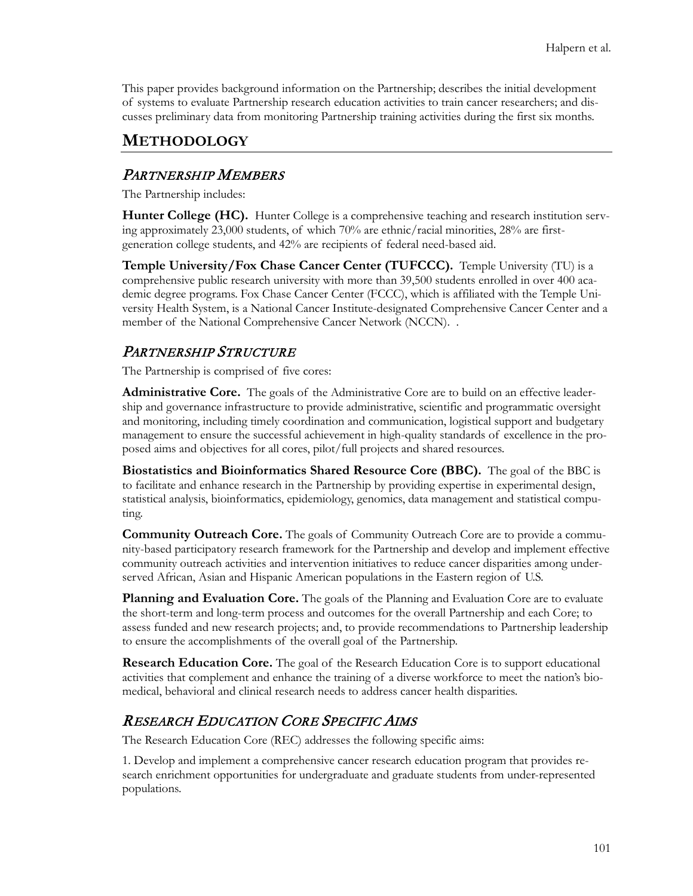This paper provides background information on the Partnership; describes the initial development of systems to evaluate Partnership research education activities to train cancer researchers; and discusses preliminary data from monitoring Partnership training activities during the first six months.

## METHODOLOGY

### *PARTNERSHIP MEMBERS*

The Partnership includes:

**Hunter College (HC).** Hunter College is a comprehensive teaching and research institution serving approximately 23,000 students, of which 70% are ethnic/racial minorities, 28% are first-generation college students, and 42% are recipients of federal need-based aid.

**Temple University/Fox Chase Cancer Center (TUFCCC).** Temple University (TU) is a comprehensive public research university with more than 39,500 students enrolled in over 400 academic degree programs. Fox Chase Cancer Center (FCCC), which is affiliated with the Temple University Health System, is a National Cancer Institute-designated Comprehensive Cancer Center and a member of the National Comprehensive Cancer Network (NCCN). .

### *PARTNERSHIP STRUCTURE*

The Partnership is comprised of five cores:

**Administrative Core.** The goals of the Administrative Core are to build on an effective leadership and governance infrastructure to provide administrative, scientific and programmatic oversight and monitoring, including timely coordination and communication, logistical support and budgetary management to ensure the successful achievement in high-quality standards of excellence in the proposed aims and objectives for all cores, pilot/full projects and shared resources.

**Biostatistics and Bioinformatics Shared Resource Core (BBC).** The goal of the BBC is to facilitate and enhance research in the Partnership by providing expertise in experimental design, statistical analysis, bioinformatics, epidemiology, genomics, data management and statistical computing.

**Community Outreach Core.** The goals of Community Outreach Core are to provide a community-based participatory research framework for the Partnership and develop and implement effective community outreach activities and intervention initiatives to reduce cancer disparities among underserved African, Asian and Hispanic American populations in the Eastern region of U.S.

**Planning and Evaluation Core.** The goals of the Planning and Evaluation Core are to evaluate the short-term and long-term process and outcomes for the overall Partnership and each Core; to assess funded and new research projects; and, to provide recommendations to Partnership leadership to ensure the accomplishments of the overall goal of the Partnership.

**Research Education Core.** The goal of the Research Education Core is to support educational activities that complement and enhance the training of a diverse workforce to meet the nation's biomedical, behavioral and clinical research needs to address cancer health disparities.

### *RESEARCH EDUCATION CORE SPECIFIC AIMS*

The Research Education Core (REC) addresses the following specific aims:

1. Develop and implement a comprehensive cancer research education program that provides research enrichment opportunities for undergraduate and graduate students from under-represented populations.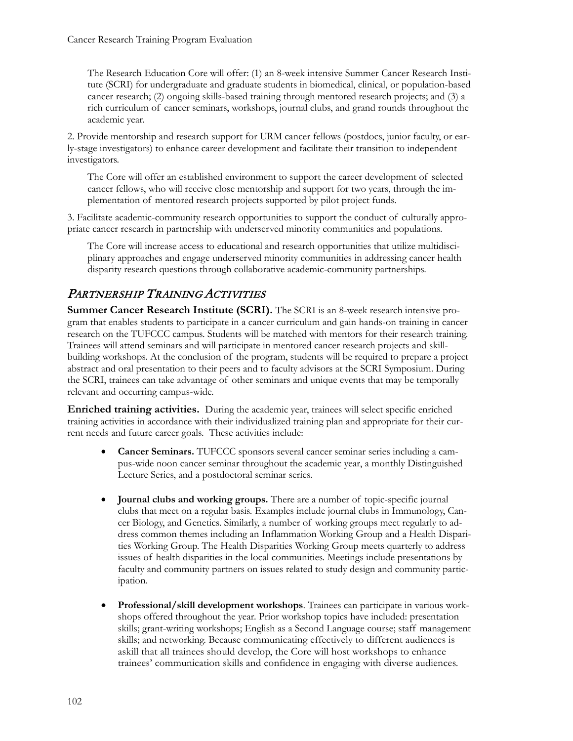The Research Education Core will offer: (1) an 8-week intensive Summer Cancer Research Institute (SCRI) for undergraduate and graduate students in biomedical, clinical, or population-based cancer research; (2) ongoing skills-based training through mentored research projects; and (3) a rich curriculum of cancer seminars, workshops, journal clubs, and grand rounds throughout the academic year.

2. Provide mentorship and research support for URM cancer fellows (postdocs, junior faculty, or early-stage investigators) to enhance career development and facilitate their transition to independent investigators.

The Core will offer an established environment to support the career development of selected cancer fellows, who will receive close mentorship and support for two years, through the implementation of mentored research projects supported by pilot project funds.

3. Facilitate academic-community research opportunities to support the conduct of culturally appropriate cancer research in partnership with underserved minority communities and populations.

The Core will increase access to educational and research opportunities that utilize multidisciplinary approaches and engage underserved minority communities in addressing cancer health disparity research questions through collaborative academic-community partnerships.

## *Partnership Training Activities*

**Summer Cancer Research Institute (SCRI).** The SCRI is an 8-week research intensive program that enables students to participate in a cancer curriculum and gain hands-on training in cancer research on the TUFCCC campus. Students will be matched with mentors for their research training. Trainees will attend seminars and will participate in mentored cancer research projects and skill-building workshops. At the conclusion of the program, students will be required to prepare a project abstract and oral presentation to their peers and to faculty advisors at the SCRI Symposium. During the SCRI, trainees can take advantage of other seminars and unique events that may be temporally relevant and occurring campus-wide.

**Enriched training activities.** During the academic year, trainees will select specific enriched training activities in accordance with their individualized training plan and appropriate for their current needs and future career goals. These activities include:

- **Cancer Seminars.** TUFCCC sponsors several cancer seminar series including a campus-wide noon cancer seminar throughout the academic year, a monthly Distinguished Lecture Series, and a postdoctoral seminar series.

- **Journal clubs and working groups.** There are a number of topic-specific journal clubs that meet on a regular basis. Examples include journal clubs in Immunology, Cancer Biology, and Genetics. Similarly, a number of working groups meet regularly to address common themes including an Inflammation Working Group and a Health Disparities Working Group. The Health Disparities Working Group meets quarterly to address issues of health disparities in the local communities. Meetings include presentations by faculty and community partners on issues related to study design and community participation.

- **Professional/skill development workshops**. Trainees can participate in various workshops offered throughout the year. Prior workshop topics have included: presentation skills; grant-writing workshops; English as a Second Language course; staff management skills; and networking. Because communicating effectively to different audiences is askill that all trainees should develop, the Core will host workshops to enhance trainees' communication skills and confidence in engaging with diverse audiences.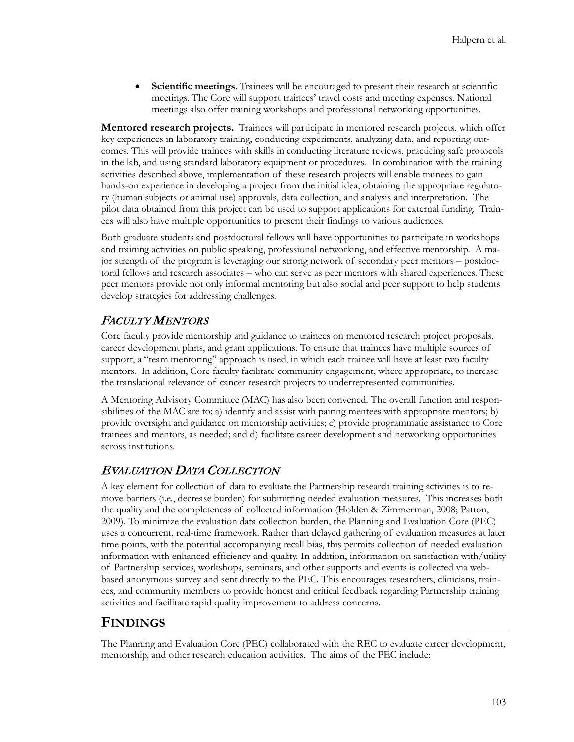- **Scientific meetings**. Trainees will be encouraged to present their research at scientific meetings. The Core will support trainees' travel costs and meeting expenses. National meetings also offer training workshops and professional networking opportunities.

**Mentored research projects.** Trainees will participate in mentored research projects, which offer key experiences in laboratory training, conducting experiments, analyzing data, and reporting outcomes. This will provide trainees with skills in conducting literature reviews, practicing safe protocols in the lab, and using standard laboratory equipment or procedures. In combination with the training activities described above, implementation of these research projects will enable trainees to gain hands-on experience in developing a project from the initial idea, obtaining the appropriate regulatory (human subjects or animal use) approvals, data collection, and analysis and interpretation. The pilot data obtained from this project can be used to support applications for external funding. Trainees will also have multiple opportunities to present their findings to various audiences.

Both graduate students and postdoctoral fellows will have opportunities to participate in workshops and training activities on public speaking, professional networking, and effective mentorship. A major strength of the program is leveraging our strong network of secondary peer mentors – postdoctoral fellows and research associates – who can serve as peer mentors with shared experiences. These peer mentors provide not only informal mentoring but also social and peer support to help students develop strategies for addressing challenges.

### *Faculty Mentors*

Core faculty provide mentorship and guidance to trainees on mentored research project proposals, career development plans, and grant applications. To ensure that trainees have multiple sources of support, a "team mentoring" approach is used, in which each trainee will have at least two faculty mentors. In addition, Core faculty facilitate community engagement, where appropriate, to increase the translational relevance of cancer research projects to underrepresented communities.

A Mentoring Advisory Committee (MAC) has also been convened. The overall function and responsibilities of the MAC are to: a) identify and assist with pairing mentees with appropriate mentors; b) provide oversight and guidance on mentorship activities; c) provide programmatic assistance to Core trainees and mentors, as needed; and d) facilitate career development and networking opportunities across institutions.

### *Evaluation Data Collection*

A key element for collection of data to evaluate the Partnership research training activities is to remove barriers (i.e., decrease burden) for submitting needed evaluation measures. This increases both the quality and the completeness of collected information (Holden & Zimmerman, 2008; Patton, 2009). To minimize the evaluation data collection burden, the Planning and Evaluation Core (PEC) uses a concurrent, real-time framework. Rather than delayed gathering of evaluation measures at later time points, with the potential accompanying recall bias, this permits collection of needed evaluation information with enhanced efficiency and quality. In addition, information on satisfaction with/utility of Partnership services, workshops, seminars, and other supports and events is collected via web-based anonymous survey and sent directly to the PEC. This encourages researchers, clinicians, trainees, and community members to provide honest and critical feedback regarding Partnership training activities and facilitate rapid quality improvement to address concerns.

## Findings

The Planning and Evaluation Core (PEC) collaborated with the REC to evaluate career development, mentorship, and other research education activities. The aims of the PEC include: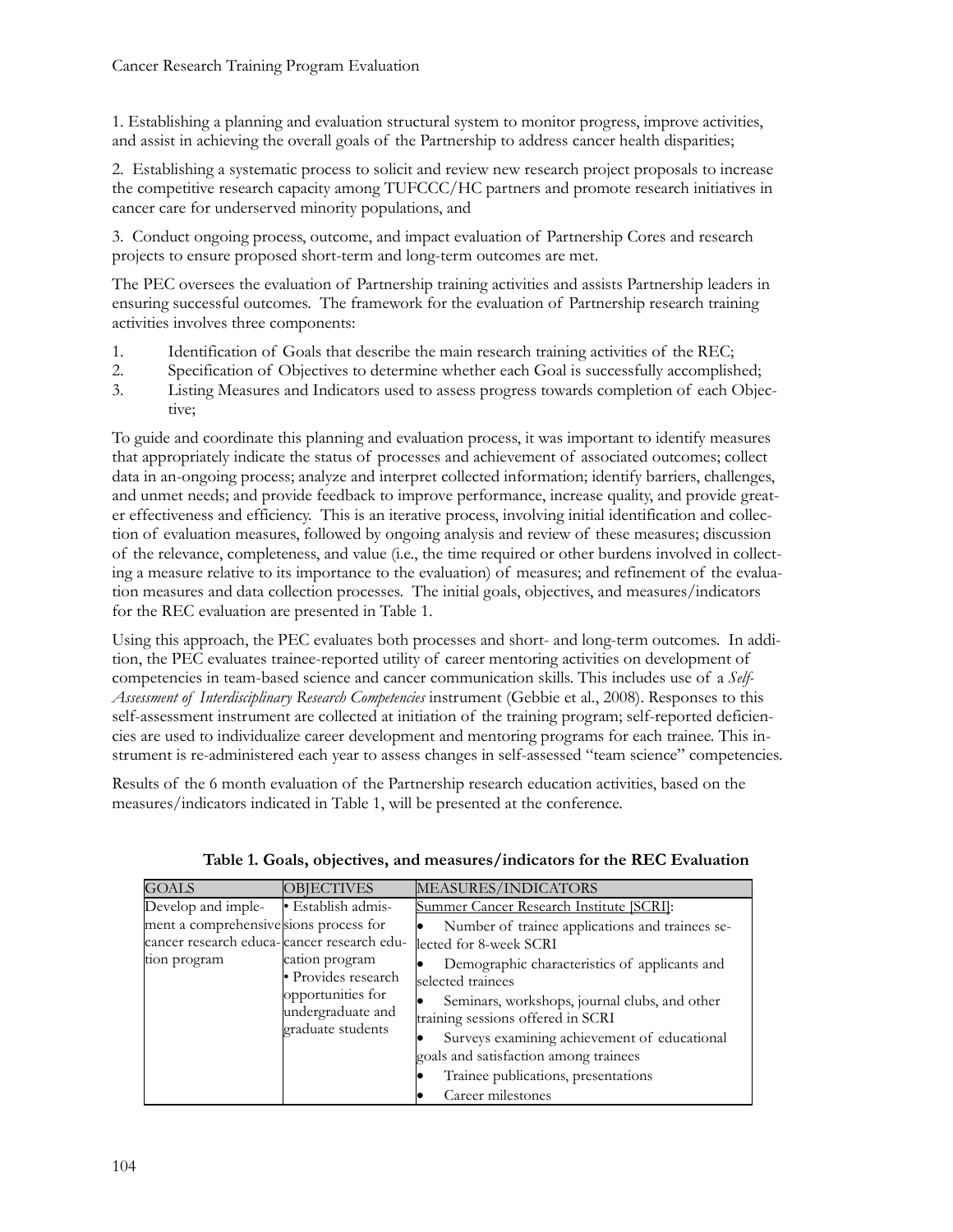1. Establishing a planning and evaluation structural system to monitor progress, improve activities, and assist in achieving the overall goals of the Partnership to address cancer health disparities;

2. Establishing a systematic process to solicit and review new research project proposals to increase the competitive research capacity among TUFCCC/HC partners and promote research initiatives in cancer care for underserved minority populations, and

3. Conduct ongoing process, outcome, and impact evaluation of Partnership Cores and research projects to ensure proposed short-term and long-term outcomes are met.

The PEC oversees the evaluation of Partnership training activities and assists Partnership leaders in ensuring successful outcomes. The framework for the evaluation of Partnership research training activities involves three components:

1. Identification of Goals that describe the main research training activities of the REC;
2. Specification of Objectives to determine whether each Goal is successfully accomplished;
3. Listing Measures and Indicators used to assess progress towards completion of each Objective;

To guide and coordinate this planning and evaluation process, it was important to identify measures that appropriately indicate the status of processes and achievement of associated outcomes; collect data in an-ongoing process; analyze and interpret collected information; identify barriers, challenges, and unmet needs; and provide feedback to improve performance, increase quality, and provide greater effectiveness and efficiency. This is an iterative process, involving initial identification and collection of evaluation measures, followed by ongoing analysis and review of these measures; discussion of the relevance, completeness, and value (i.e., the time required or other burdens involved in collecting a measure relative to its importance to the evaluation) of measures; and refinement of the evaluation measures and data collection processes. The initial goals, objectives, and measures/indicators for the REC evaluation are presented in Table 1.

Using this approach, the PEC evaluates both processes and short- and long-term outcomes. In addition, the PEC evaluates trainee-reported utility of career mentoring activities on development of competencies in team-based science and cancer communication skills. This includes use of a *Self-Assessment of Interdisciplinary Research Competencies* instrument (Gebbie et al., 2008). Responses to this self-assessment instrument are collected at initiation of the training program; self-reported deficiencies are used to individualize career development and mentoring programs for each trainee. This instrument is re-administered each year to assess changes in self-assessed "team science" competencies.

Results of the 6 month evaluation of the Partnership research education activities, based on the measures/indicators indicated in Table 1, will be presented at the conference.

**Table 1. Goals, objectives, and measures/indicators for the REC Evaluation**

| GOALS | OBJECTIVES | MEASURES/INDICATORS |
|---|---|---|
| Develop and implement a comprehensive cancer research education program | • Establish admissions process for cancer research education program<br>• Provides research opportunities for undergraduate and graduate students | Summer Cancer Research Institute [SCRI]:<br>• Number of trainee applications and trainees selected for 8-week SCRI<br>• Demographic characteristics of applicants and selected trainees<br>• Seminars, workshops, journal clubs, and other training sessions offered in SCRI<br>• Surveys examining achievement of educational goals and satisfaction among trainees<br>• Trainee publications, presentations<br>• Career milestones |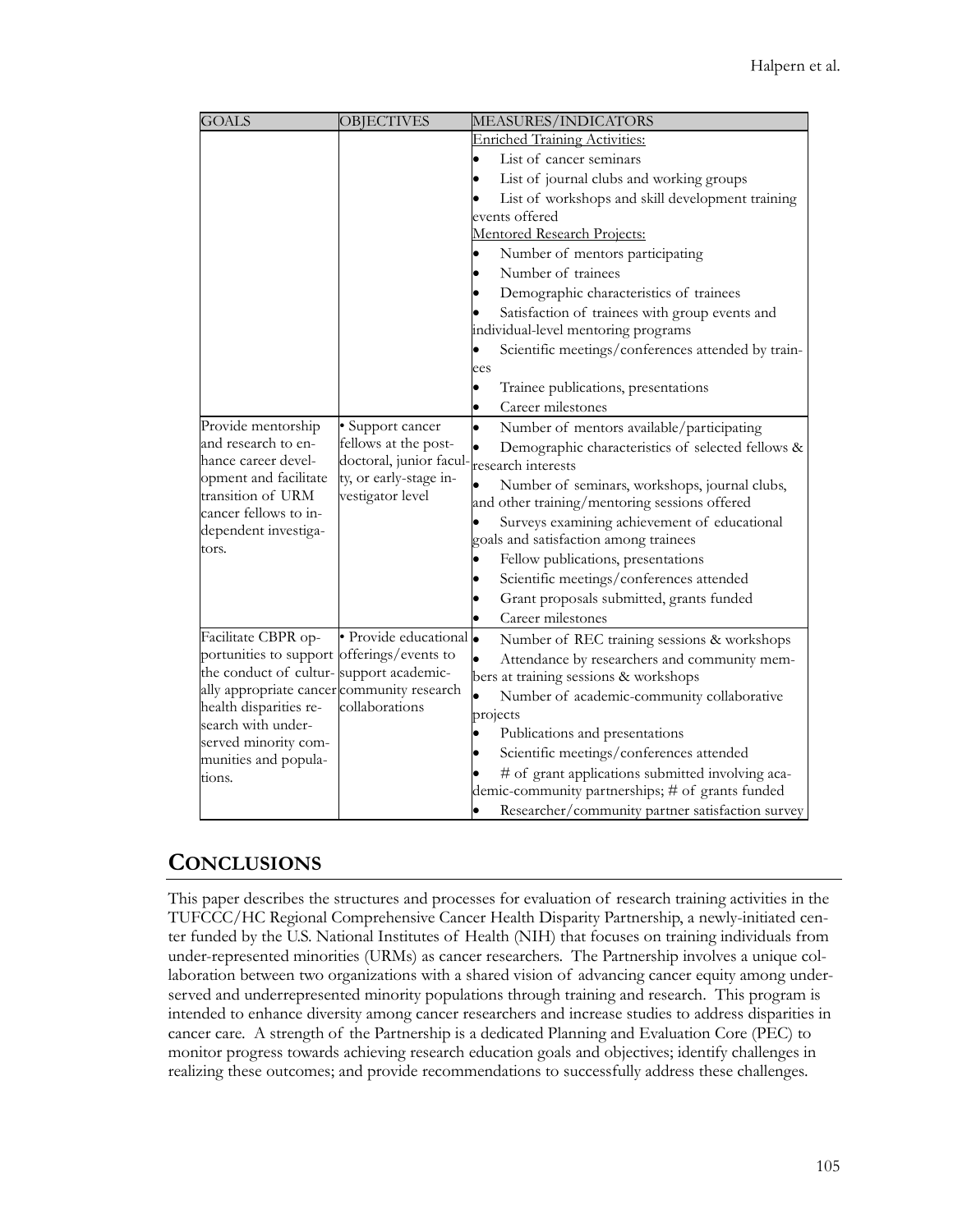| GOALS | OBJECTIVES | MEASURES/INDICATORS |
|---|---|---|
| | | Enriched Training Activities:<br>• List of cancer seminars<br>• List of journal clubs and working groups<br>• List of workshops and skill development training events offered<br>Mentored Research Projects:<br>• Number of mentors participating<br>• Number of trainees<br>• Demographic characteristics of trainees<br>• Satisfaction of trainees with group events and individual-level mentoring programs<br>• Scientific meetings/conferences attended by trainees<br>• Trainee publications, presentations<br>• Career milestones |
| Provide mentorship and research to enhance career development and facilitate transition of URM cancer fellows to independent investigators. | • Support cancer fellows at the post-doctoral, junior faculty, or early-stage investigator level | • Number of mentors available/participating<br>• Demographic characteristics of selected fellows & research interests<br>• Number of seminars, workshops, journal clubs, and other training/mentoring sessions offered<br>• Surveys examining achievement of educational goals and satisfaction among trainees<br>• Fellow publications, presentations<br>• Scientific meetings/conferences attended<br>• Grant proposals submitted, grants funded<br>• Career milestones |
| Facilitate CBPR opportunities to support the conduct of culturally appropriate cancer health disparities research with underserved minority communities and populations. | • Provide educational offerings/events to support academic-community research collaborations | • Number of REC training sessions & workshops<br>• Attendance by researchers and community members at training sessions & workshops<br>• Number of academic-community collaborative projects<br>• Publications and presentations<br>• Scientific meetings/conferences attended<br>• # of grant applications submitted involving academic-community partnerships; # of grants funded<br>• Researcher/community partner satisfaction survey |

## CONCLUSIONS

This paper describes the structures and processes for evaluation of research training activities in the TUFCCC/HC Regional Comprehensive Cancer Health Disparity Partnership, a newly-initiated center funded by the U.S. National Institutes of Health (NIH) that focuses on training individuals from under-represented minorities (URMs) as cancer researchers. The Partnership involves a unique collaboration between two organizations with a shared vision of advancing cancer equity among underserved and underrepresented minority populations through training and research. This program is intended to enhance diversity among cancer researchers and increase studies to address disparities in cancer care. A strength of the Partnership is a dedicated Planning and Evaluation Core (PEC) to monitor progress towards achieving research education goals and objectives; identify challenges in realizing these outcomes; and provide recommendations to successfully address these challenges.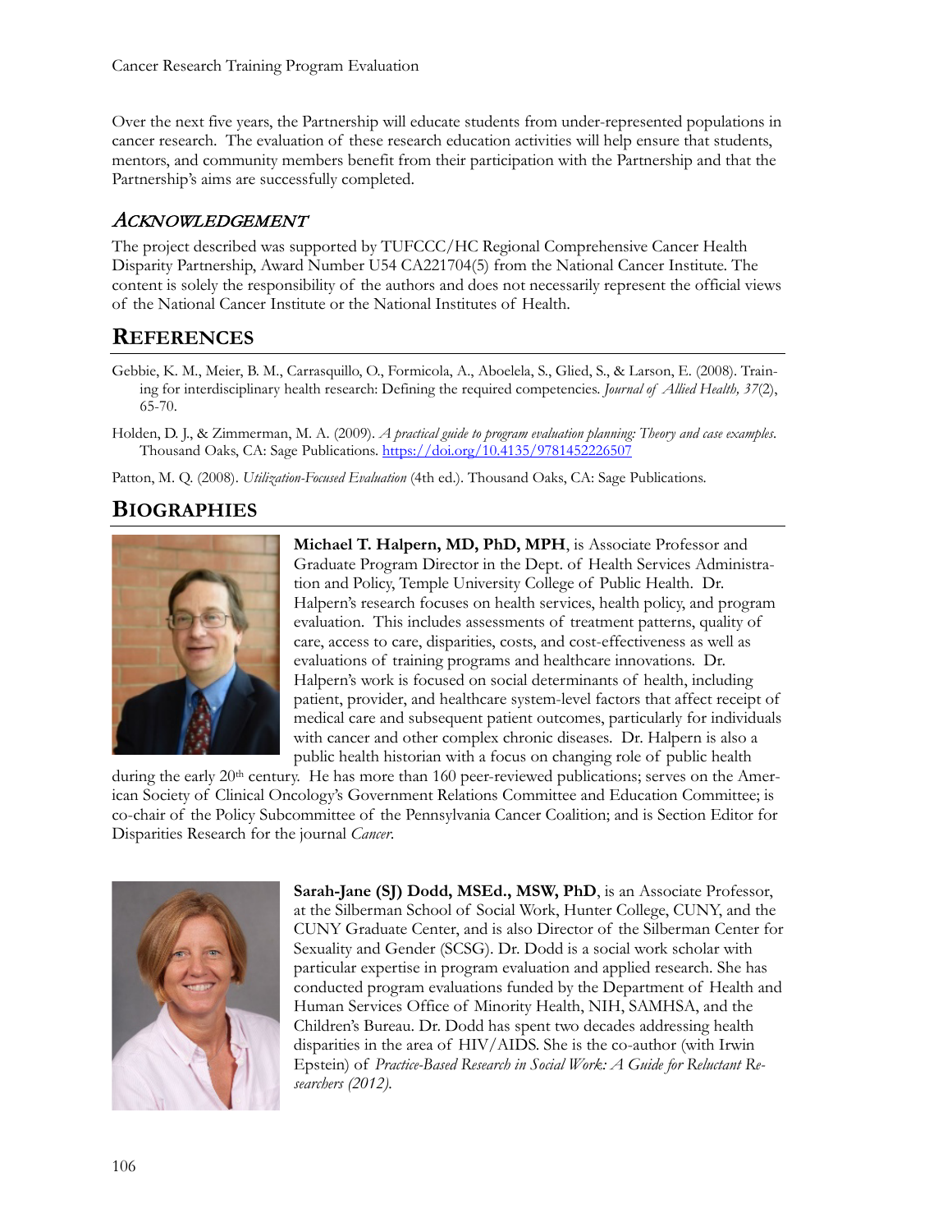Over the next five years, the Partnership will educate students from under-represented populations in cancer research. The evaluation of these research education activities will help ensure that students, mentors, and community members benefit from their participation with the Partnership and that the Partnership's aims are successfully completed.

### Acknowledgement

The project described was supported by TUFCCC/HC Regional Comprehensive Cancer Health Disparity Partnership, Award Number U54 CA221704(5) from the National Cancer Institute. The content is solely the responsibility of the authors and does not necessarily represent the official views of the National Cancer Institute or the National Institutes of Health.

## References

Gebbie, K. M., Meier, B. M., Carrasquillo, O., Formicola, A., Aboelela, S., Glied, S., & Larson, E. (2008). Training for interdisciplinary health research: Defining the required competencies. *Journal of Allied Health, 37*(2), 65-70.

Holden, D. J., & Zimmerman, M. A. (2009). *A practical guide to program evaluation planning: Theory and case examples*. Thousand Oaks, CA: Sage Publications. https://doi.org/10.4135/9781452226507

Patton, M. Q. (2008). *Utilization-Focused Evaluation* (4th ed.). Thousand Oaks, CA: Sage Publications.

## Biographies

**Michael T. Halpern, MD, PhD, MPH**, is Associate Professor and Graduate Program Director in the Dept. of Health Services Administration and Policy, Temple University College of Public Health. Dr. Halpern's research focuses on health services, health policy, and program evaluation. This includes assessments of treatment patterns, quality of care, access to care, disparities, costs, and cost-effectiveness as well as evaluations of training programs and healthcare innovations. Dr. Halpern's work is focused on social determinants of health, including patient, provider, and healthcare system-level factors that affect receipt of medical care and subsequent patient outcomes, particularly for individuals with cancer and other complex chronic diseases. Dr. Halpern is also a public health historian with a focus on changing role of public health during the early 20th century. He has more than 160 peer-reviewed publications; serves on the American Society of Clinical Oncology's Government Relations Committee and Education Committee; is co-chair of the Policy Subcommittee of the Pennsylvania Cancer Coalition; and is Section Editor for Disparities Research for the journal *Cancer*.

**Sarah-Jane (SJ) Dodd, MSEd., MSW, PhD**, is an Associate Professor, at the Silberman School of Social Work, Hunter College, CUNY, and the CUNY Graduate Center, and is also Director of the Silberman Center for Sexuality and Gender (SCSG). Dr. Dodd is a social work scholar with particular expertise in program evaluation and applied research. She has conducted program evaluations funded by the Department of Health and Human Services Office of Minority Health, NIH, SAMHSA, and the Children's Bureau. Dr. Dodd has spent two decades addressing health disparities in the area of HIV/AIDS. She is the co-author (with Irwin Epstein) of *Practice-Based Research in Social Work: A Guide for Reluctant Researchers (2012).*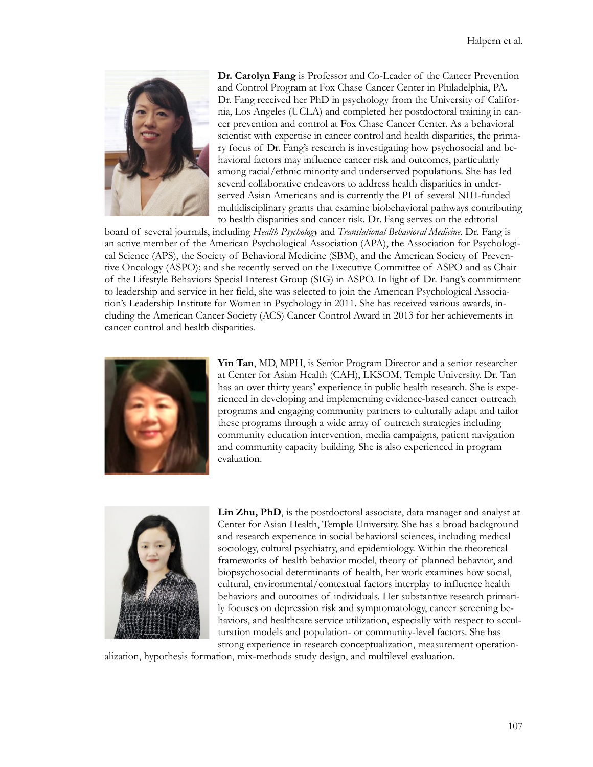**Dr. Carolyn Fang** is Professor and Co-Leader of the Cancer Prevention and Control Program at Fox Chase Cancer Center in Philadelphia, PA. Dr. Fang received her PhD in psychology from the University of California, Los Angeles (UCLA) and completed her postdoctoral training in cancer prevention and control at Fox Chase Cancer Center. As a behavioral scientist with expertise in cancer control and health disparities, the primary focus of Dr. Fang's research is investigating how psychosocial and behavioral factors may influence cancer risk and outcomes, particularly among racial/ethnic minority and underserved populations. She has led several collaborative endeavors to address health disparities in underserved Asian Americans and is currently the PI of several NIH-funded multidisciplinary grants that examine biobehavioral pathways contributing to health disparities and cancer risk. Dr. Fang serves on the editorial board of several journals, including *Health Psychology* and *Translational Behavioral Medicine*. Dr. Fang is an active member of the American Psychological Association (APA), the Association for Psychological Science (APS), the Society of Behavioral Medicine (SBM), and the American Society of Preventive Oncology (ASPO); and she recently served on the Executive Committee of ASPO and as Chair of the Lifestyle Behaviors Special Interest Group (SIG) in ASPO. In light of Dr. Fang's commitment to leadership and service in her field, she was selected to join the American Psychological Association's Leadership Institute for Women in Psychology in 2011. She has received various awards, including the American Cancer Society (ACS) Cancer Control Award in 2013 for her achievements in cancer control and health disparities.

**Yin Tan**, MD, MPH, is Senior Program Director and a senior researcher at Center for Asian Health (CAH), LKSOM, Temple University. Dr. Tan has an over thirty years' experience in public health research. She is experienced in developing and implementing evidence-based cancer outreach programs and engaging community partners to culturally adapt and tailor these programs through a wide array of outreach strategies including community education intervention, media campaigns, patient navigation and community capacity building. She is also experienced in program evaluation.

**Lin Zhu, PhD**, is the postdoctoral associate, data manager and analyst at Center for Asian Health, Temple University. She has a broad background and research experience in social behavioral sciences, including medical sociology, cultural psychiatry, and epidemiology. Within the theoretical frameworks of health behavior model, theory of planned behavior, and biopsychosocial determinants of health, her work examines how social, cultural, environmental/contextual factors interplay to influence health behaviors and outcomes of individuals. Her substantive research primarily focuses on depression risk and symptomatology, cancer screening behaviors, and healthcare service utilization, especially with respect to acculturation models and population- or community-level factors. She has strong experience in research conceptualization, measurement operationalization, hypothesis formation, mix-methods study design, and multilevel evaluation.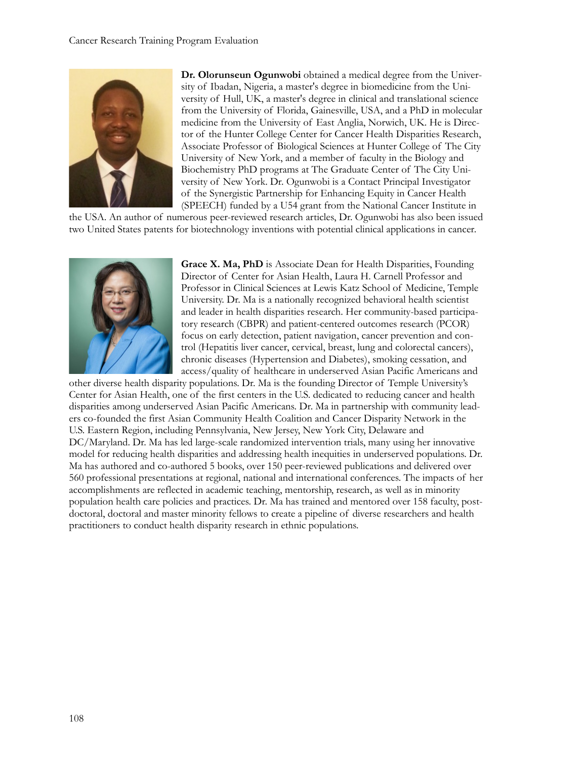**Dr. Olorunseun Ogunwobi** obtained a medical degree from the University of Ibadan, Nigeria, a master's degree in biomedicine from the University of Hull, UK, a master's degree in clinical and translational science from the University of Florida, Gainesville, USA, and a PhD in molecular medicine from the University of East Anglia, Norwich, UK. He is Director of the Hunter College Center for Cancer Health Disparities Research, Associate Professor of Biological Sciences at Hunter College of The City University of New York, and a member of faculty in the Biology and Biochemistry PhD programs at The Graduate Center of The City University of New York. Dr. Ogunwobi is a Contact Principal Investigator of the Synergistic Partnership for Enhancing Equity in Cancer Health (SPEECH) funded by a U54 grant from the National Cancer Institute in the USA. An author of numerous peer-reviewed research articles, Dr. Ogunwobi has also been issued two United States patents for biotechnology inventions with potential clinical applications in cancer.

**Grace X. Ma, PhD** is Associate Dean for Health Disparities, Founding Director of Center for Asian Health, Laura H. Carnell Professor and Professor in Clinical Sciences at Lewis Katz School of Medicine, Temple University. Dr. Ma is a nationally recognized behavioral health scientist and leader in health disparities research. Her community-based participatory research (CBPR) and patient-centered outcomes research (PCOR) focus on early detection, patient navigation, cancer prevention and control (Hepatitis liver cancer, cervical, breast, lung and colorectal cancers), chronic diseases (Hypertension and Diabetes), smoking cessation, and access/quality of healthcare in underserved Asian Pacific Americans and other diverse health disparity populations. Dr. Ma is the founding Director of Temple University's Center for Asian Health, one of the first centers in the U.S. dedicated to reducing cancer and health disparities among underserved Asian Pacific Americans. Dr. Ma in partnership with community leaders co-founded the first Asian Community Health Coalition and Cancer Disparity Network in the U.S. Eastern Region, including Pennsylvania, New Jersey, New York City, Delaware and DC/Maryland. Dr. Ma has led large-scale randomized intervention trials, many using her innovative model for reducing health disparities and addressing health inequities in underserved populations. Dr. Ma has authored and co-authored 5 books, over 150 peer-reviewed publications and delivered over 560 professional presentations at regional, national and international conferences. The impacts of her accomplishments are reflected in academic teaching, mentorship, research, as well as in minority population health care policies and practices. Dr. Ma has trained and mentored over 158 faculty, postdoctoral, doctoral and master minority fellows to create a pipeline of diverse researchers and health practitioners to conduct health disparity research in ethnic populations.